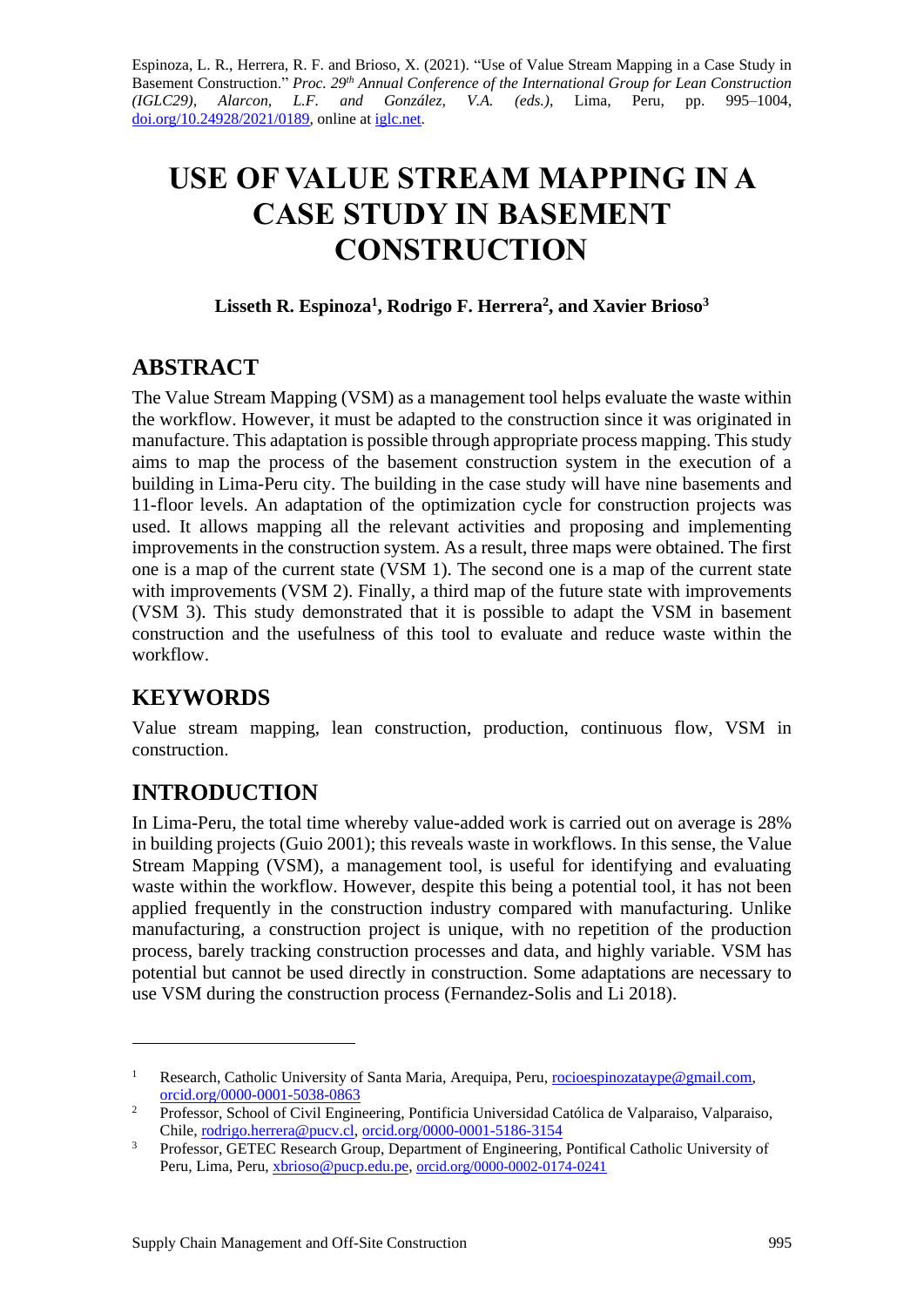Espinoza, L. R., Herrera, R. F. and Brioso, X. (2021). "Use of Value Stream Mapping in a Case Study in Basement Construction." *Proc. 29th Annual Conference of the International Group for Lean Construction (IGLC29), Alarcon, L.F. and González, V.A. (eds.)*, Lima, Peru, pp. 995–1004, doi.org/10.24928/2021/0189, online at iglc.net.

# USE OF VALUE STREAM MAPPING IN A CASE STUDY IN BASEMENT CONSTRUCTION

**Lisseth R. Espinoza[1], Rodrigo F. Herrera[2], and Xavier Brioso[3]**

## ABSTRACT

The Value Stream Mapping (VSM) as a management tool helps evaluate the waste within the workflow. However, it must be adapted to the construction since it was originated in manufacture. This adaptation is possible through appropriate process mapping. This study aims to map the process of the basement construction system in the execution of a building in Lima-Peru city. The building in the case study will have nine basements and 11-floor levels. An adaptation of the optimization cycle for construction projects was used. It allows mapping all the relevant activities and proposing and implementing improvements in the construction system. As a result, three maps were obtained. The first one is a map of the current state (VSM 1). The second one is a map of the current state with improvements (VSM 2). Finally, a third map of the future state with improvements (VSM 3). This study demonstrated that it is possible to adapt the VSM in basement construction and the usefulness of this tool to evaluate and reduce waste within the workflow.

## KEYWORDS

Value stream mapping, lean construction, production, continuous flow, VSM in construction.

## INTRODUCTION

In Lima-Peru, the total time whereby value-added work is carried out on average is 28% in building projects (Guio 2001); this reveals waste in workflows. In this sense, the Value Stream Mapping (VSM), a management tool, is useful for identifying and evaluating waste within the workflow. However, despite this being a potential tool, it has not been applied frequently in the construction industry compared with manufacturing. Unlike manufacturing, a construction project is unique, with no repetition of the production process, barely tracking construction processes and data, and highly variable. VSM has potential but cannot be used directly in construction. Some adaptations are necessary to use VSM during the construction process (Fernandez-Solis and Li 2018).

---

[1] Research, Catholic University of Santa Maria, Arequipa, Peru, rocioespinozataype@gmail.com, orcid.org/0000-0001-5038-0863

[2] Professor, School of Civil Engineering, Pontificia Universidad Católica de Valparaiso, Valparaiso, Chile, rodrigo.herrera@pucv.cl, orcid.org/0000-0001-5186-3154

[3] Professor, GETEC Research Group, Department of Engineering, Pontifical Catholic University of Peru, Lima, Peru, xbrioso@pucp.edu.pe, orcid.org/0000-0002-0174-0241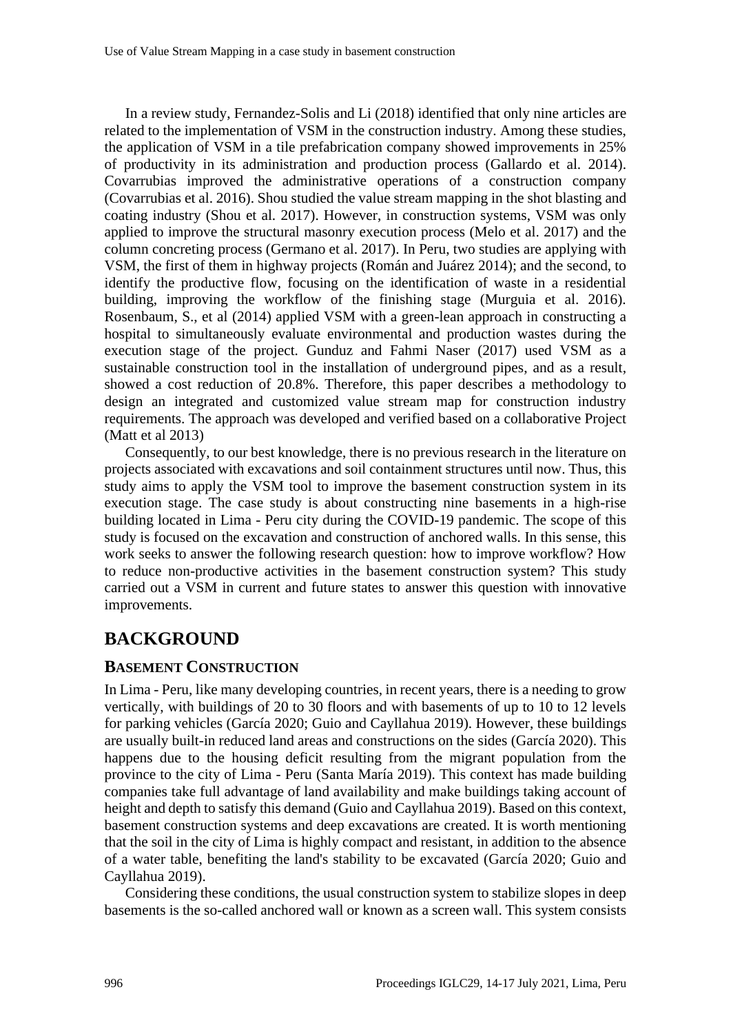In a review study, Fernandez-Solis and Li (2018) identified that only nine articles are related to the implementation of VSM in the construction industry. Among these studies, the application of VSM in a tile prefabrication company showed improvements in 25% of productivity in its administration and production process (Gallardo et al. 2014). Covarrubias improved the administrative operations of a construction company (Covarrubias et al. 2016). Shou studied the value stream mapping in the shot blasting and coating industry (Shou et al. 2017). However, in construction systems, VSM was only applied to improve the structural masonry execution process (Melo et al. 2017) and the column concreting process (Germano et al. 2017). In Peru, two studies are applying with VSM, the first of them in highway projects (Román and Juárez 2014); and the second, to identify the productive flow, focusing on the identification of waste in a residential building, improving the workflow of the finishing stage (Murguia et al. 2016). Rosenbaum, S., et al (2014) applied VSM with a green-lean approach in constructing a hospital to simultaneously evaluate environmental and production wastes during the execution stage of the project. Gunduz and Fahmi Naser (2017) used VSM as a sustainable construction tool in the installation of underground pipes, and as a result, showed a cost reduction of 20.8%. Therefore, this paper describes a methodology to design an integrated and customized value stream map for construction industry requirements. The approach was developed and verified based on a collaborative Project (Matt et al 2013)

Consequently, to our best knowledge, there is no previous research in the literature on projects associated with excavations and soil containment structures until now. Thus, this study aims to apply the VSM tool to improve the basement construction system in its execution stage. The case study is about constructing nine basements in a high-rise building located in Lima - Peru city during the COVID-19 pandemic. The scope of this study is focused on the excavation and construction of anchored walls. In this sense, this work seeks to answer the following research question: how to improve workflow? How to reduce non-productive activities in the basement construction system? This study carried out a VSM in current and future states to answer this question with innovative improvements.

# BACKGROUND

## BASEMENT CONSTRUCTION

In Lima - Peru, like many developing countries, in recent years, there is a needing to grow vertically, with buildings of 20 to 30 floors and with basements of up to 10 to 12 levels for parking vehicles (García 2020; Guio and Cayllahua 2019). However, these buildings are usually built-in reduced land areas and constructions on the sides (García 2020). This happens due to the housing deficit resulting from the migrant population from the province to the city of Lima - Peru (Santa María 2019). This context has made building companies take full advantage of land availability and make buildings taking account of height and depth to satisfy this demand (Guio and Cayllahua 2019). Based on this context, basement construction systems and deep excavations are created. It is worth mentioning that the soil in the city of Lima is highly compact and resistant, in addition to the absence of a water table, benefiting the land's stability to be excavated (García 2020; Guio and Cayllahua 2019).

Considering these conditions, the usual construction system to stabilize slopes in deep basements is the so-called anchored wall or known as a screen wall. This system consists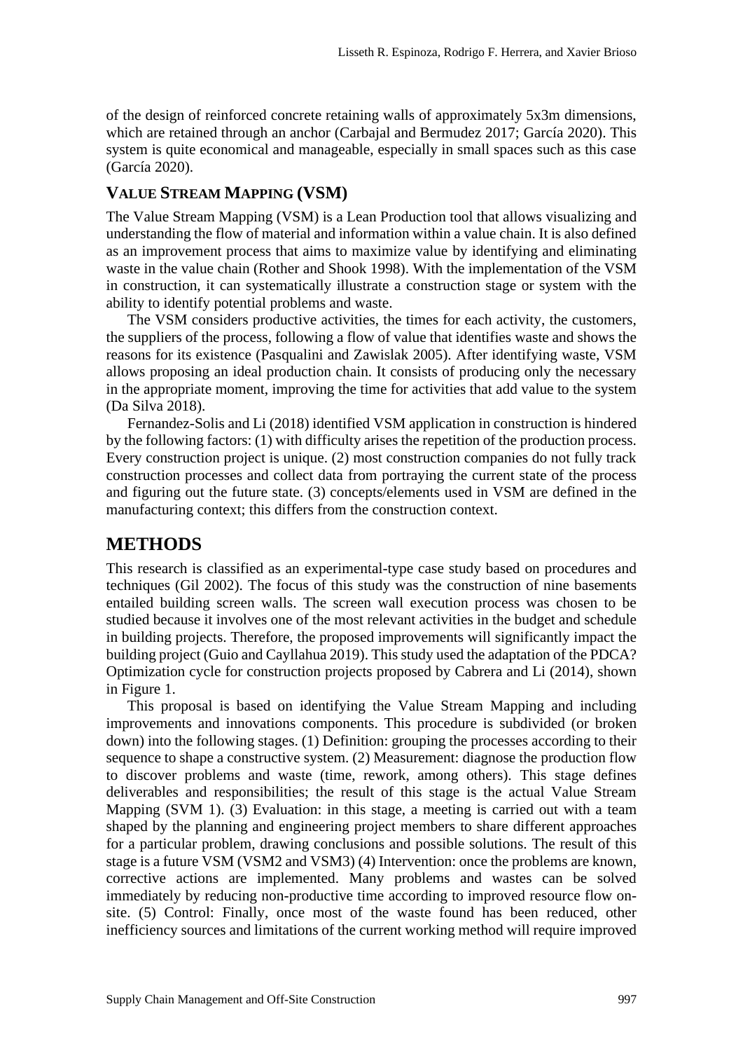of the design of reinforced concrete retaining walls of approximately 5x3m dimensions, which are retained through an anchor (Carbajal and Bermudez 2017; García 2020). This system is quite economical and manageable, especially in small spaces such as this case (García 2020).

### VALUE STREAM MAPPING (VSM)

The Value Stream Mapping (VSM) is a Lean Production tool that allows visualizing and understanding the flow of material and information within a value chain. It is also defined as an improvement process that aims to maximize value by identifying and eliminating waste in the value chain (Rother and Shook 1998). With the implementation of the VSM in construction, it can systematically illustrate a construction stage or system with the ability to identify potential problems and waste.

The VSM considers productive activities, the times for each activity, the customers, the suppliers of the process, following a flow of value that identifies waste and shows the reasons for its existence (Pasqualini and Zawislak 2005). After identifying waste, VSM allows proposing an ideal production chain. It consists of producing only the necessary in the appropriate moment, improving the time for activities that add value to the system (Da Silva 2018).

Fernandez-Solis and Li (2018) identified VSM application in construction is hindered by the following factors: (1) with difficulty arises the repetition of the production process. Every construction project is unique. (2) most construction companies do not fully track construction processes and collect data from portraying the current state of the process and figuring out the future state. (3) concepts/elements used in VSM are defined in the manufacturing context; this differs from the construction context.

## METHODS

This research is classified as an experimental-type case study based on procedures and techniques (Gil 2002). The focus of this study was the construction of nine basements entailed building screen walls. The screen wall execution process was chosen to be studied because it involves one of the most relevant activities in the budget and schedule in building projects. Therefore, the proposed improvements will significantly impact the building project (Guio and Cayllahua 2019). This study used the adaptation of the PDCA? Optimization cycle for construction projects proposed by Cabrera and Li (2014), shown in Figure 1.

This proposal is based on identifying the Value Stream Mapping and including improvements and innovations components. This procedure is subdivided (or broken down) into the following stages. (1) Definition: grouping the processes according to their sequence to shape a constructive system. (2) Measurement: diagnose the production flow to discover problems and waste (time, rework, among others). This stage defines deliverables and responsibilities; the result of this stage is the actual Value Stream Mapping (SVM 1). (3) Evaluation: in this stage, a meeting is carried out with a team shaped by the planning and engineering project members to share different approaches for a particular problem, drawing conclusions and possible solutions. The result of this stage is a future VSM (VSM2 and VSM3) (4) Intervention: once the problems are known, corrective actions are implemented. Many problems and wastes can be solved immediately by reducing non-productive time according to improved resource flow on-site. (5) Control: Finally, once most of the waste found has been reduced, other inefficiency sources and limitations of the current working method will require improved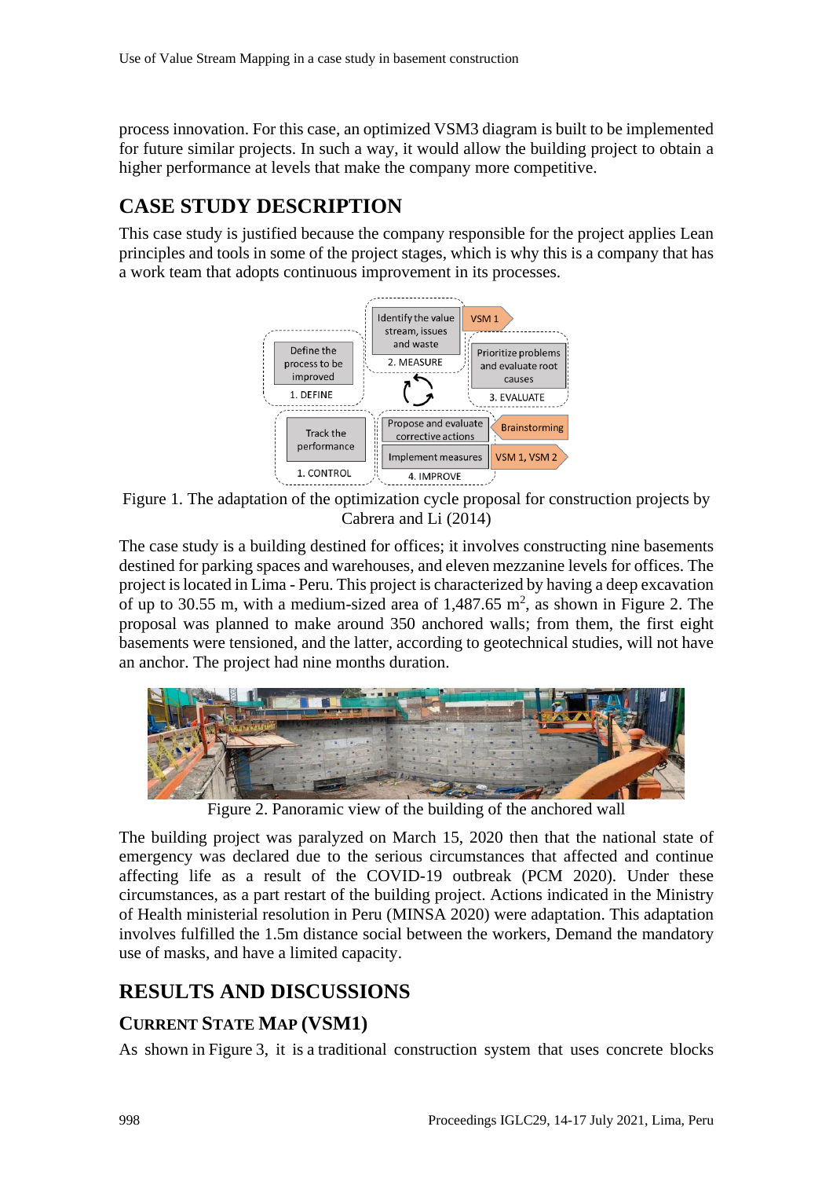process innovation. For this case, an optimized VSM3 diagram is built to be implemented for future similar projects. In such a way, it would allow the building project to obtain a higher performance at levels that make the company more competitive.

## CASE STUDY DESCRIPTION

This case study is justified because the company responsible for the project applies Lean principles and tools in some of the project stages, which is why this is a company that has a work team that adopts continuous improvement in its processes.

Figure 1. The adaptation of the optimization cycle proposal for construction projects by Cabrera and Li (2014)

The case study is a building destined for offices; it involves constructing nine basements destined for parking spaces and warehouses, and eleven mezzanine levels for offices. The project is located in Lima - Peru. This project is characterized by having a deep excavation of up to 30.55 m, with a medium-sized area of 1,487.65 m$^2$, as shown in Figure 2. The proposal was planned to make around 350 anchored walls; from them, the first eight basements were tensioned, and the latter, according to geotechnical studies, will not have an anchor. The project had nine months duration.

Figure 2. Panoramic view of the building of the anchored wall

The building project was paralyzed on March 15, 2020 then that the national state of emergency was declared due to the serious circumstances that affected and continue affecting life as a result of the COVID-19 outbreak (PCM 2020). Under these circumstances, as a part restart of the building project. Actions indicated in the Ministry of Health ministerial resolution in Peru (MINSA 2020) were adaptation. This adaptation involves fulfilled the 1.5m distance social between the workers, Demand the mandatory use of masks, and have a limited capacity.

## RESULTS AND DISCUSSIONS

### CURRENT STATE MAP (VSM1)

As shown in Figure 3, it is a traditional construction system that uses concrete blocks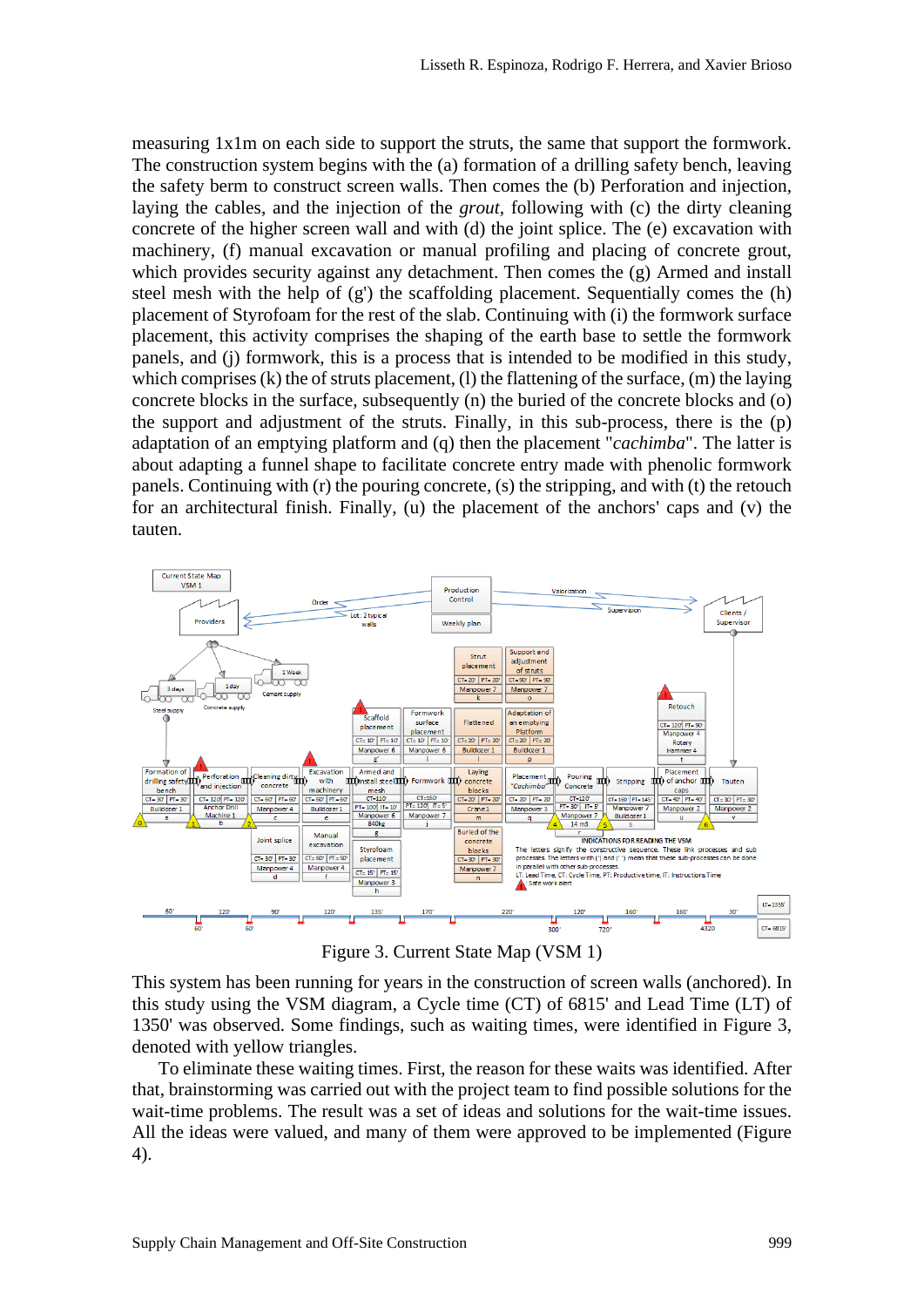measuring 1x1m on each side to support the struts, the same that support the formwork. The construction system begins with the (a) formation of a drilling safety bench, leaving the safety berm to construct screen walls. Then comes the (b) Perforation and injection, laying the cables, and the injection of the *grout*, following with (c) the dirty cleaning concrete of the higher screen wall and with (d) the joint splice. The (e) excavation with machinery, (f) manual excavation or manual profiling and placing of concrete grout, which provides security against any detachment. Then comes the (g) Armed and install steel mesh with the help of (g') the scaffolding placement. Sequentially comes the (h) placement of Styrofoam for the rest of the slab. Continuing with (i) the formwork surface placement, this activity comprises the shaping of the earth base to settle the formwork panels, and (j) formwork, this is a process that is intended to be modified in this study, which comprises (k) the of struts placement, (l) the flattening of the surface, (m) the laying concrete blocks in the surface, subsequently (n) the buried of the concrete blocks and (o) the support and adjustment of the struts. Finally, in this sub-process, there is the (p) adaptation of an emptying platform and (q) then the placement "*cachimba*". The latter is about adapting a funnel shape to facilitate concrete entry made with phenolic formwork panels. Continuing with (r) the pouring concrete, (s) the stripping, and with (t) the retouch for an architectural finish. Finally, (u) the placement of the anchors' caps and (v) the tauten.

Figure 3. Current State Map (VSM 1)

This system has been running for years in the construction of screen walls (anchored). In this study using the VSM diagram, a Cycle time (CT) of 6815' and Lead Time (LT) of 1350' was observed. Some findings, such as waiting times, were identified in Figure 3, denoted with yellow triangles.

To eliminate these waiting times. First, the reason for these waits was identified. After that, brainstorming was carried out with the project team to find possible solutions for the wait-time problems. The result was a set of ideas and solutions for the wait-time issues. All the ideas were valued, and many of them were approved to be implemented (Figure 4).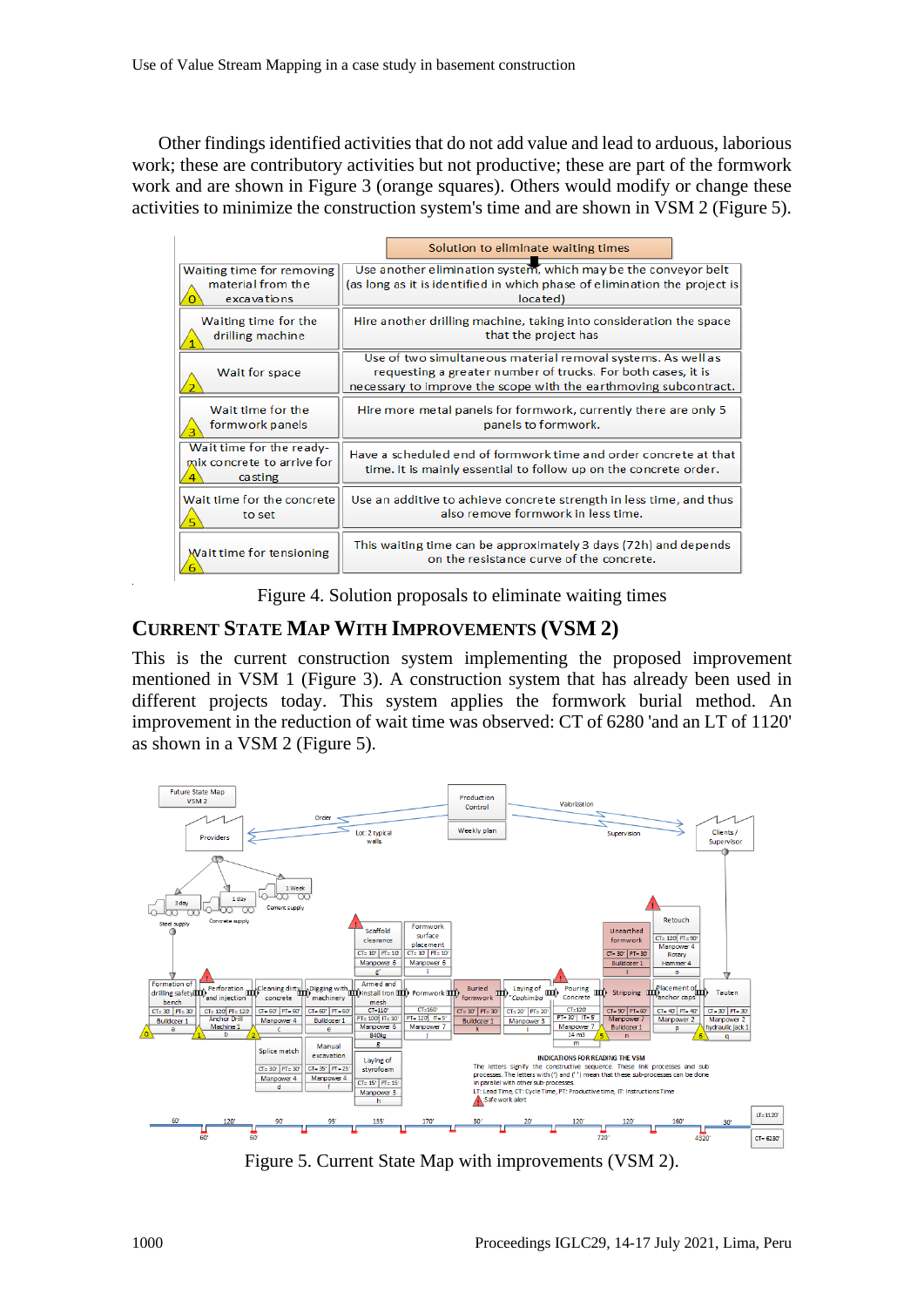Other findings identified activities that do not add value and lead to arduous, laborious work; these are contributory activities but not productive; these are part of the formwork work and are shown in Figure 3 (orange squares). Others would modify or change these activities to minimize the construction system's time and are shown in VSM 2 (Figure 5).

| | Solution to eliminate waiting times |
|---|---|
| Waiting time for removing material from the excavations (0) | Use another elimination system, which may be the conveyor belt (as long as it is identified in which phase of elimination the project is located) |
| Waiting time for the drilling machine (1) | Hire another drilling machine, taking into consideration the space that the project has |
| Wait for space (2) | Use of two simultaneous material removal systems. As well as requesting a greater number of trucks. For both cases, it is necessary to improve the scope with the earthmoving subcontract. |
| Wait time for the formwork panels (3) | Hire more metal panels for formwork, currently there are only 5 panels to formwork. |
| Wait time for the ready-mix concrete to arrive for casting (4) | Have a scheduled end of formwork time and order concrete at that time. It is mainly essential to follow up on the concrete order. |
| Wait time for the concrete to set (5) | Use an additive to achieve concrete strength in less time, and thus also remove formwork in less time. |
| Wait time for tensioning (6) | This waiting time can be approximately 3 days (72h) and depends on the resistance curve of the concrete. |

Figure 4. Solution proposals to eliminate waiting times

## CURRENT STATE MAP WITH IMPROVEMENTS (VSM 2)

This is the current construction system implementing the proposed improvement mentioned in VSM 1 (Figure 3). A construction system that has already been used in different projects today. This system applies the formwork burial method. An improvement in the reduction of wait time was observed: CT of 6280 'and an LT of 1120' as shown in a VSM 2 (Figure 5).

Figure 5. Current State Map with improvements (VSM 2).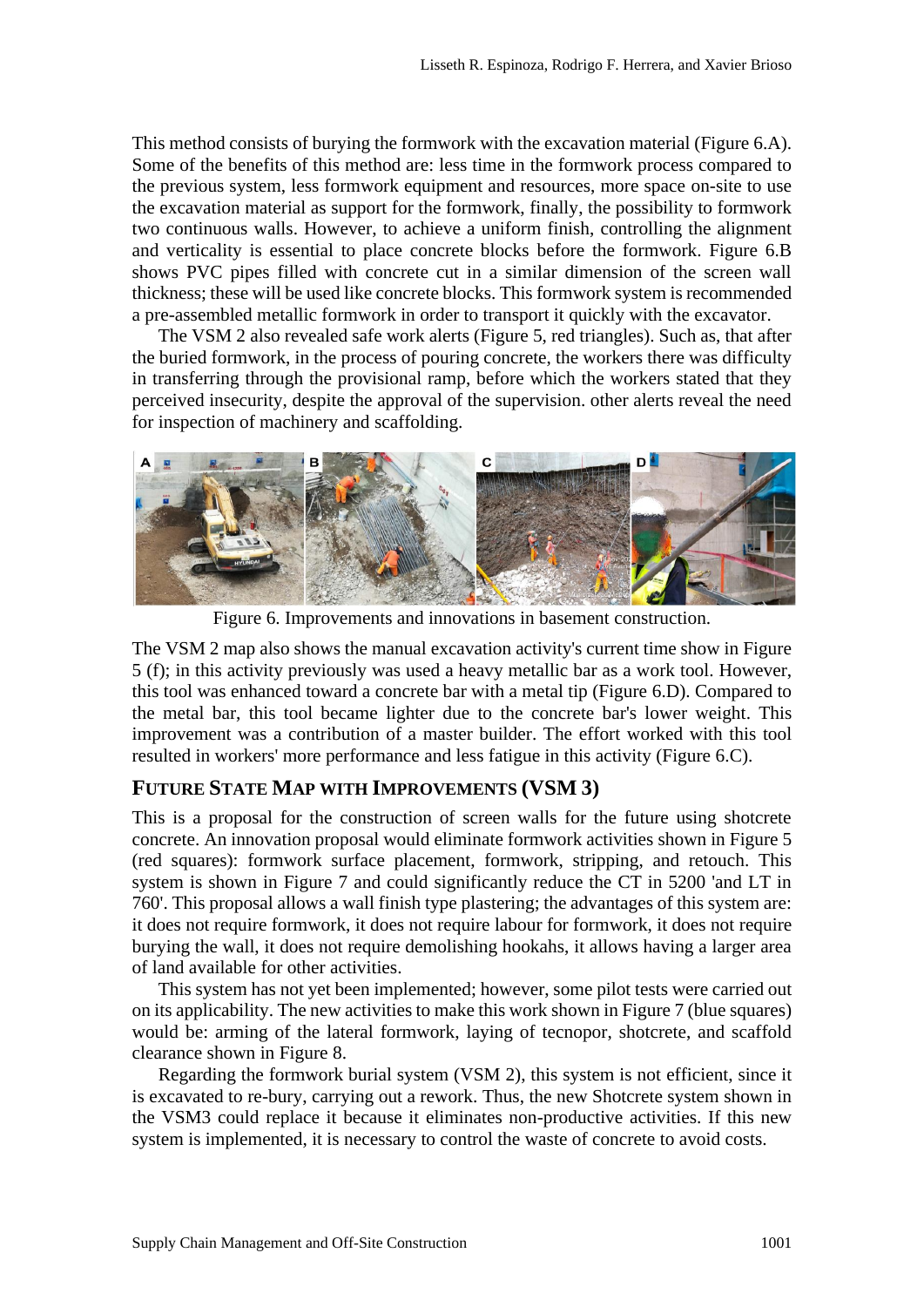This method consists of burying the formwork with the excavation material (Figure 6.A). Some of the benefits of this method are: less time in the formwork process compared to the previous system, less formwork equipment and resources, more space on-site to use the excavation material as support for the formwork, finally, the possibility to formwork two continuous walls. However, to achieve a uniform finish, controlling the alignment and verticality is essential to place concrete blocks before the formwork. Figure 6.B shows PVC pipes filled with concrete cut in a similar dimension of the screen wall thickness; these will be used like concrete blocks. This formwork system is recommended a pre-assembled metallic formwork in order to transport it quickly with the excavator.

The VSM 2 also revealed safe work alerts (Figure 5, red triangles). Such as, that after the buried formwork, in the process of pouring concrete, the workers there was difficulty in transferring through the provisional ramp, before which the workers stated that they perceived insecurity, despite the approval of the supervision. other alerts reveal the need for inspection of machinery and scaffolding.

Figure 6. Improvements and innovations in basement construction.

The VSM 2 map also shows the manual excavation activity's current time show in Figure 5 (f); in this activity previously was used a heavy metallic bar as a work tool. However, this tool was enhanced toward a concrete bar with a metal tip (Figure 6.D). Compared to the metal bar, this tool became lighter due to the concrete bar's lower weight. This improvement was a contribution of a master builder. The effort worked with this tool resulted in workers' more performance and less fatigue in this activity (Figure 6.C).

## Future State Map with Improvements (VSM 3)

This is a proposal for the construction of screen walls for the future using shotcrete concrete. An innovation proposal would eliminate formwork activities shown in Figure 5 (red squares): formwork surface placement, formwork, stripping, and retouch. This system is shown in Figure 7 and could significantly reduce the CT in 5200 'and LT in 760'. This proposal allows a wall finish type plastering; the advantages of this system are: it does not require formwork, it does not require labour for formwork, it does not require burying the wall, it does not require demolishing hookahs, it allows having a larger area of land available for other activities.

This system has not yet been implemented; however, some pilot tests were carried out on its applicability. The new activities to make this work shown in Figure 7 (blue squares) would be: arming of the lateral formwork, laying of tecnopor, shotcrete, and scaffold clearance shown in Figure 8.

Regarding the formwork burial system (VSM 2), this system is not efficient, since it is excavated to re-bury, carrying out a rework. Thus, the new Shotcrete system shown in the VSM3 could replace it because it eliminates non-productive activities. If this new system is implemented, it is necessary to control the waste of concrete to avoid costs.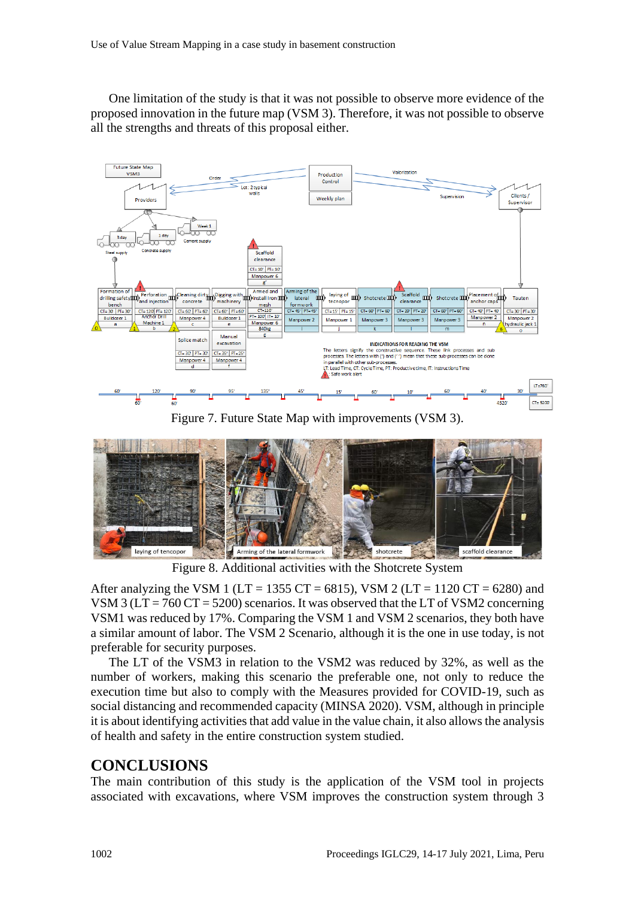One limitation of the study is that it was not possible to observe more evidence of the proposed innovation in the future map (VSM 3). Therefore, it was not possible to observe all the strengths and threats of this proposal either.

Figure 7. Future State Map with improvements (VSM 3).

Figure 8. Additional activities with the Shotcrete System

After analyzing the VSM 1 (LT = 1355 CT = 6815), VSM 2 (LT = 1120 CT = 6280) and VSM 3 (LT = 760 CT = 5200) scenarios. It was observed that the LT of VSM2 concerning VSM1 was reduced by 17%. Comparing the VSM 1 and VSM 2 scenarios, they both have a similar amount of labor. The VSM 2 Scenario, although it is the one in use today, is not preferable for security purposes.

The LT of the VSM3 in relation to the VSM2 was reduced by 32%, as well as the number of workers, making this scenario the preferable one, not only to reduce the execution time but also to comply with the Measures provided for COVID-19, such as social distancing and recommended capacity (MINSA 2020). VSM, although in principle it is about identifying activities that add value in the value chain, it also allows the analysis of health and safety in the entire construction system studied.

# CONCLUSIONS

The main contribution of this study is the application of the VSM tool in projects associated with excavations, where VSM improves the construction system through 3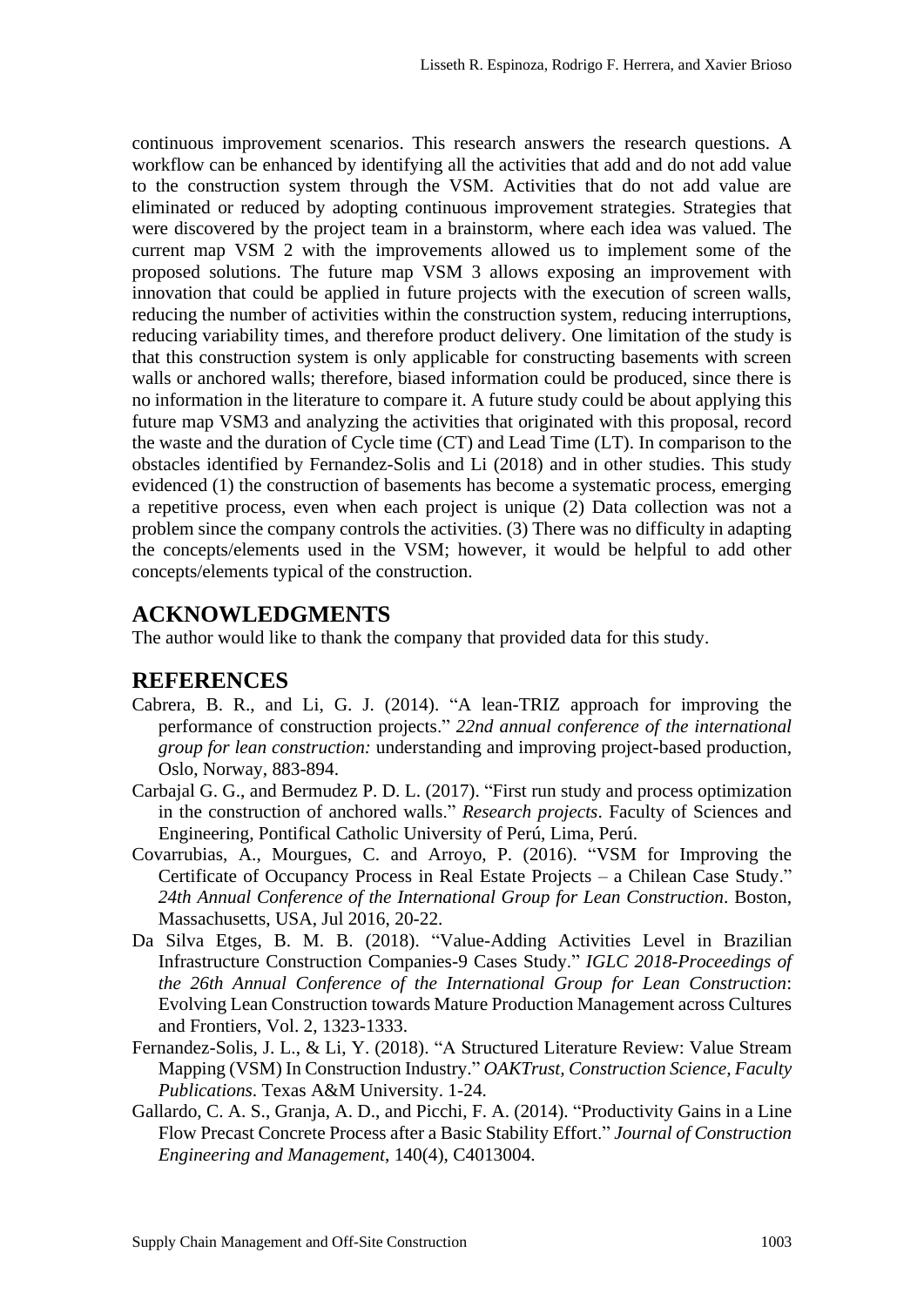continuous improvement scenarios. This research answers the research questions. A workflow can be enhanced by identifying all the activities that add and do not add value to the construction system through the VSM. Activities that do not add value are eliminated or reduced by adopting continuous improvement strategies. Strategies that were discovered by the project team in a brainstorm, where each idea was valued. The current map VSM 2 with the improvements allowed us to implement some of the proposed solutions. The future map VSM 3 allows exposing an improvement with innovation that could be applied in future projects with the execution of screen walls, reducing the number of activities within the construction system, reducing interruptions, reducing variability times, and therefore product delivery. One limitation of the study is that this construction system is only applicable for constructing basements with screen walls or anchored walls; therefore, biased information could be produced, since there is no information in the literature to compare it. A future study could be about applying this future map VSM3 and analyzing the activities that originated with this proposal, record the waste and the duration of Cycle time (CT) and Lead Time (LT). In comparison to the obstacles identified by Fernandez-Solis and Li (2018) and in other studies. This study evidenced (1) the construction of basements has become a systematic process, emerging a repetitive process, even when each project is unique (2) Data collection was not a problem since the company controls the activities. (3) There was no difficulty in adapting the concepts/elements used in the VSM; however, it would be helpful to add other concepts/elements typical of the construction.

## ACKNOWLEDGMENTS

The author would like to thank the company that provided data for this study.

## REFERENCES

Cabrera, B. R., and Li, G. J. (2014). “A lean-TRIZ approach for improving the performance of construction projects.” *22nd annual conference of the international group for lean construction:* understanding and improving project-based production, Oslo, Norway, 883-894.

Carbajal G. G., and Bermudez P. D. L. (2017). “First run study and process optimization in the construction of anchored walls.” *Research projects*. Faculty of Sciences and Engineering, Pontifical Catholic University of Perú, Lima, Perú.

Covarrubias, A., Mourgues, C. and Arroyo, P. (2016). “VSM for Improving the Certificate of Occupancy Process in Real Estate Projects – a Chilean Case Study.” *24th Annual Conference of the International Group for Lean Construction*. Boston, Massachusetts, USA, Jul 2016, 20-22.

Da Silva Etges, B. M. B. (2018). “Value-Adding Activities Level in Brazilian Infrastructure Construction Companies-9 Cases Study.” *IGLC 2018-Proceedings of the 26th Annual Conference of the International Group for Lean Construction*: Evolving Lean Construction towards Mature Production Management across Cultures and Frontiers, Vol. 2, 1323-1333.

Fernandez-Solis, J. L., & Li, Y. (2018). “A Structured Literature Review: Value Stream Mapping (VSM) In Construction Industry.” *OAKTrust, Construction Science, Faculty Publications*. Texas A&M University. 1-24.

Gallardo, C. A. S., Granja, A. D., and Picchi, F. A. (2014). “Productivity Gains in a Line Flow Precast Concrete Process after a Basic Stability Effort.” *Journal of Construction Engineering and Management*, 140(4), C4013004.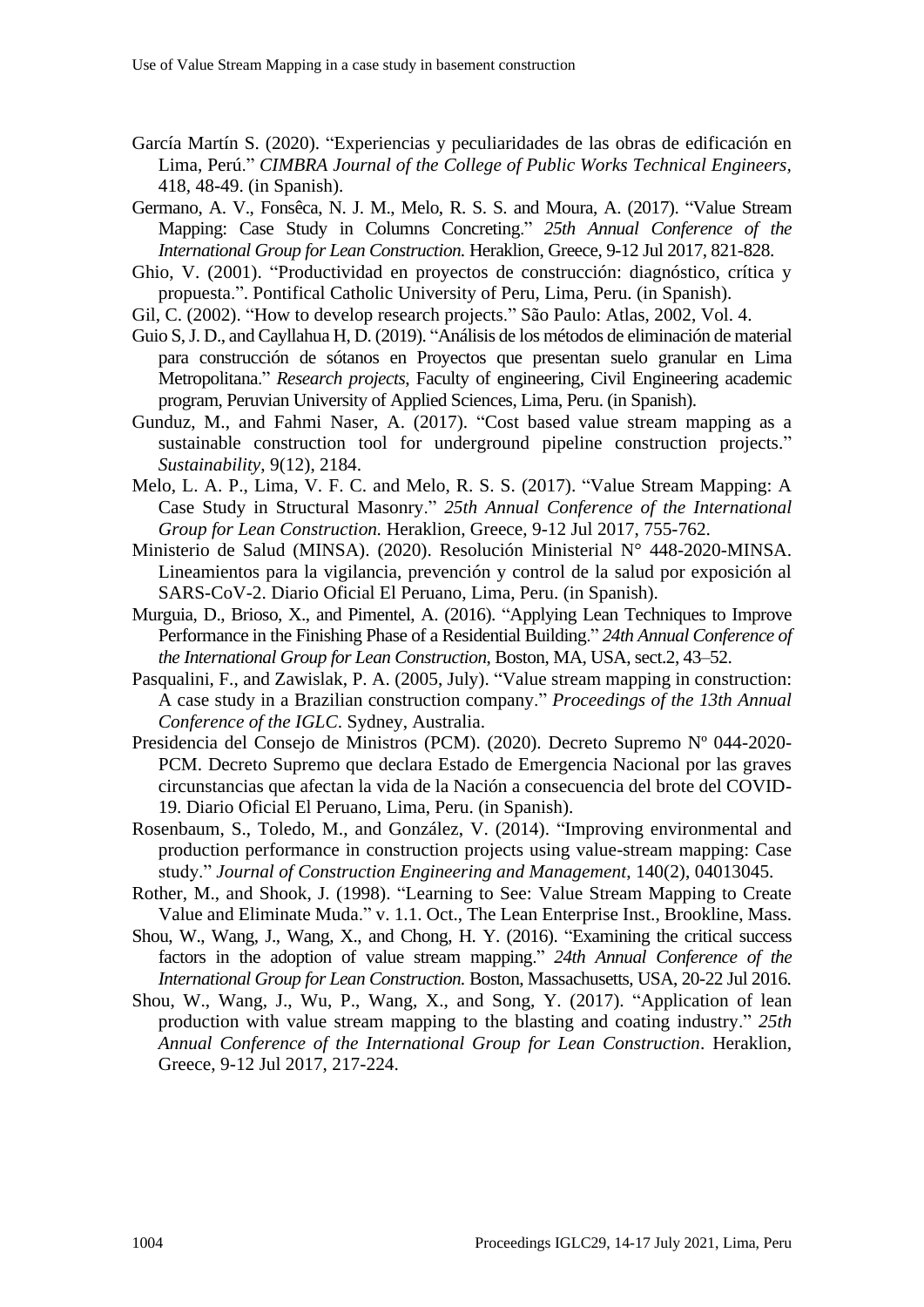García Martín S. (2020). “Experiencias y peculiaridades de las obras de edificación en Lima, Perú.” *CIMBRA Journal of the College of Public Works Technical Engineers*, 418, 48-49. (in Spanish).

Germano, A. V., Fonsêca, N. J. M., Melo, R. S. S. and Moura, A. (2017). “Value Stream Mapping: Case Study in Columns Concreting.” *25th Annual Conference of the International Group for Lean Construction.* Heraklion, Greece, 9-12 Jul 2017, 821-828.

Ghio, V. (2001). “Productividad en proyectos de construcción: diagnóstico, crítica y propuesta.”. Pontifical Catholic University of Peru, Lima, Peru. (in Spanish).

Gil, C. (2002). “How to develop research projects.” São Paulo: Atlas, 2002, Vol. 4.

Guio S, J. D., and Cayllahua H, D. (2019). “Análisis de los métodos de eliminación de material para construcción de sótanos en Proyectos que presentan suelo granular en Lima Metropolitana.” *Research projects*, Faculty of engineering, Civil Engineering academic program, Peruvian University of Applied Sciences, Lima, Peru. (in Spanish).

Gunduz, M., and Fahmi Naser, A. (2017). “Cost based value stream mapping as a sustainable construction tool for underground pipeline construction projects.” *Sustainability*, 9(12), 2184.

Melo, L. A. P., Lima, V. F. C. and Melo, R. S. S. (2017). “Value Stream Mapping: A Case Study in Structural Masonry.” *25th Annual Conference of the International Group for Lean Construction.* Heraklion, Greece, 9-12 Jul 2017, 755-762.

Ministerio de Salud (MINSA). (2020). Resolución Ministerial N° 448-2020-MINSA. Lineamientos para la vigilancia, prevención y control de la salud por exposición al SARS-CoV-2. Diario Oficial El Peruano, Lima, Peru. (in Spanish).

Murguia, D., Brioso, X., and Pimentel, A. (2016). “Applying Lean Techniques to Improve Performance in the Finishing Phase of a Residential Building.” *24th Annual Conference of the International Group for Lean Construction*, Boston, MA, USA, sect.2, 43–52.

Pasqualini, F., and Zawislak, P. A. (2005, July). “Value stream mapping in construction: A case study in a Brazilian construction company.” *Proceedings of the 13th Annual Conference of the IGLC*. Sydney, Australia.

Presidencia del Consejo de Ministros (PCM). (2020). Decreto Supremo Nº 044-2020-PCM. Decreto Supremo que declara Estado de Emergencia Nacional por las graves circunstancias que afectan la vida de la Nación a consecuencia del brote del COVID-19. Diario Oficial El Peruano, Lima, Peru. (in Spanish).

Rosenbaum, S., Toledo, M., and González, V. (2014). “Improving environmental and production performance in construction projects using value-stream mapping: Case study.” *Journal of Construction Engineering and Management*, 140(2), 04013045.

Rother, M., and Shook, J. (1998). “Learning to See: Value Stream Mapping to Create Value and Eliminate Muda.” v. 1.1. Oct., The Lean Enterprise Inst., Brookline, Mass.

Shou, W., Wang, J., Wang, X., and Chong, H. Y. (2016). “Examining the critical success factors in the adoption of value stream mapping.” *24th Annual Conference of the International Group for Lean Construction.* Boston, Massachusetts, USA, 20-22 Jul 2016.

Shou, W., Wang, J., Wu, P., Wang, X., and Song, Y. (2017). “Application of lean production with value stream mapping to the blasting and coating industry.” *25th Annual Conference of the International Group for Lean Construction*. Heraklion, Greece, 9-12 Jul 2017, 217-224.